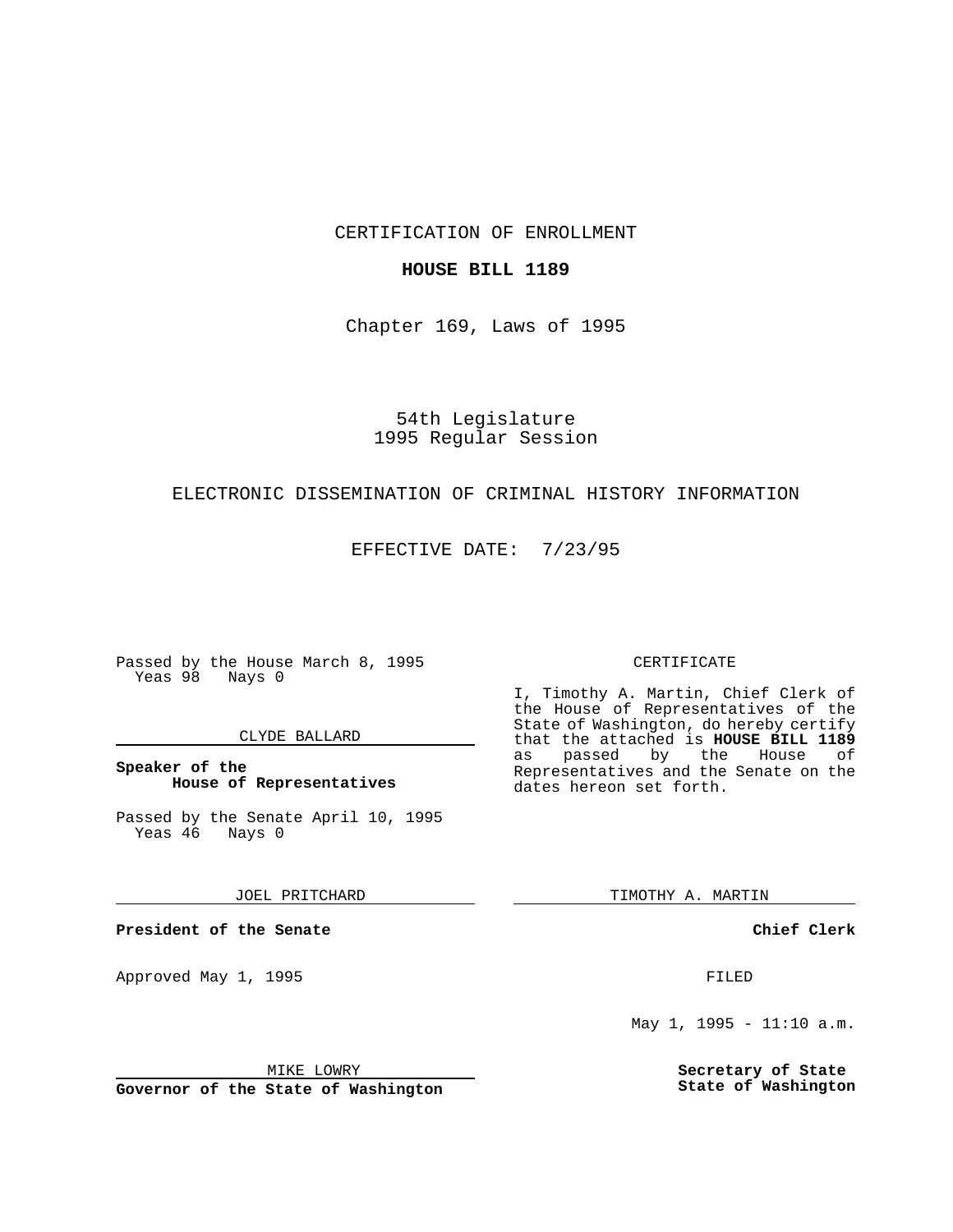CERTIFICATION OF ENROLLMENT

**HOUSE BILL 1189**

Chapter 169, Laws of 1995

54th Legislature
1995 Regular Session

ELECTRONIC DISSEMINATION OF CRIMINAL HISTORY INFORMATION

EFFECTIVE DATE: 7/23/95

Passed by the House March 8, 1995
Yeas 98 Nays 0

CLYDE BALLARD

**Speaker of the House of Representatives**

Passed by the Senate April 10, 1995
Yeas 46 Nays 0

JOEL PRITCHARD

**President of the Senate**

Approved May 1, 1995

MIKE LOWRY

**Governor of the State of Washington**

CERTIFICATE

I, Timothy A. Martin, Chief Clerk of the House of Representatives of the State of Washington, do hereby certify that the attached is **HOUSE BILL 1189** as passed by the House of Representatives and the Senate on the dates hereon set forth.

TIMOTHY A. MARTIN

**Chief Clerk**

FILED

May 1, 1995 - 11:10 a.m.

**Secretary of State State of Washington**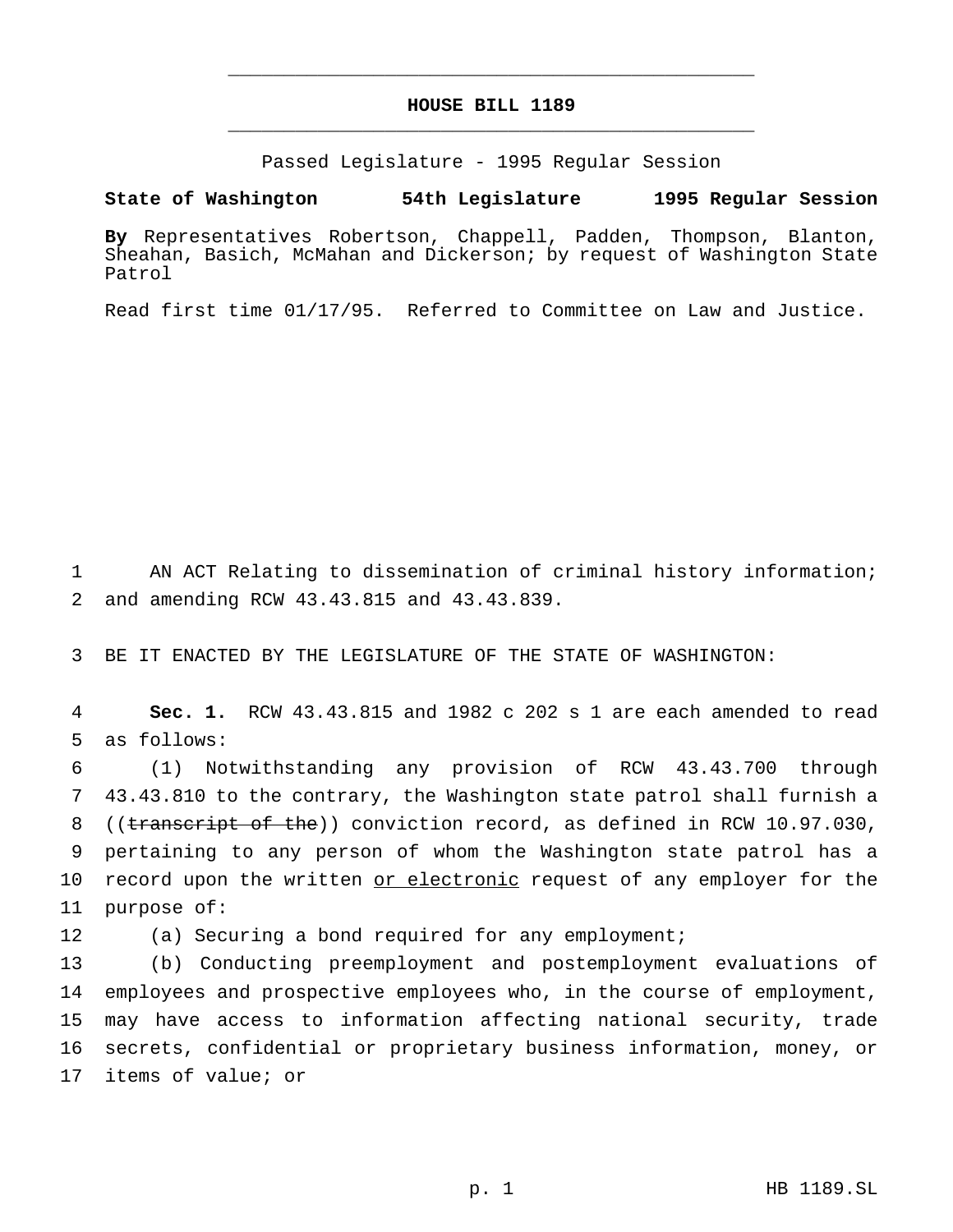# HOUSE BILL 1189

Passed Legislature - 1995 Regular Session

**State of Washington 54th Legislature 1995 Regular Session**

**By** Representatives Robertson, Chappell, Padden, Thompson, Blanton, Sheahan, Basich, McMahan and Dickerson; by request of Washington State Patrol

Read first time 01/17/95. Referred to Committee on Law and Justice.

AN ACT Relating to dissemination of criminal history information; and amending RCW 43.43.815 and 43.43.839.

BE IT ENACTED BY THE LEGISLATURE OF THE STATE OF WASHINGTON:

**Sec. 1.** RCW 43.43.815 and 1982 c 202 s 1 are each amended to read as follows:

(1) Notwithstanding any provision of RCW 43.43.700 through 43.43.810 to the contrary, the Washington state patrol shall furnish a ((~~transcript of the~~)) conviction record, as defined in RCW 10.97.030, pertaining to any person of whom the Washington state patrol has a record upon the written <u>or electronic</u> request of any employer for the purpose of:

(a) Securing a bond required for any employment;

(b) Conducting preemployment and postemployment evaluations of employees and prospective employees who, in the course of employment, may have access to information affecting national security, trade secrets, confidential or proprietary business information, money, or items of value; or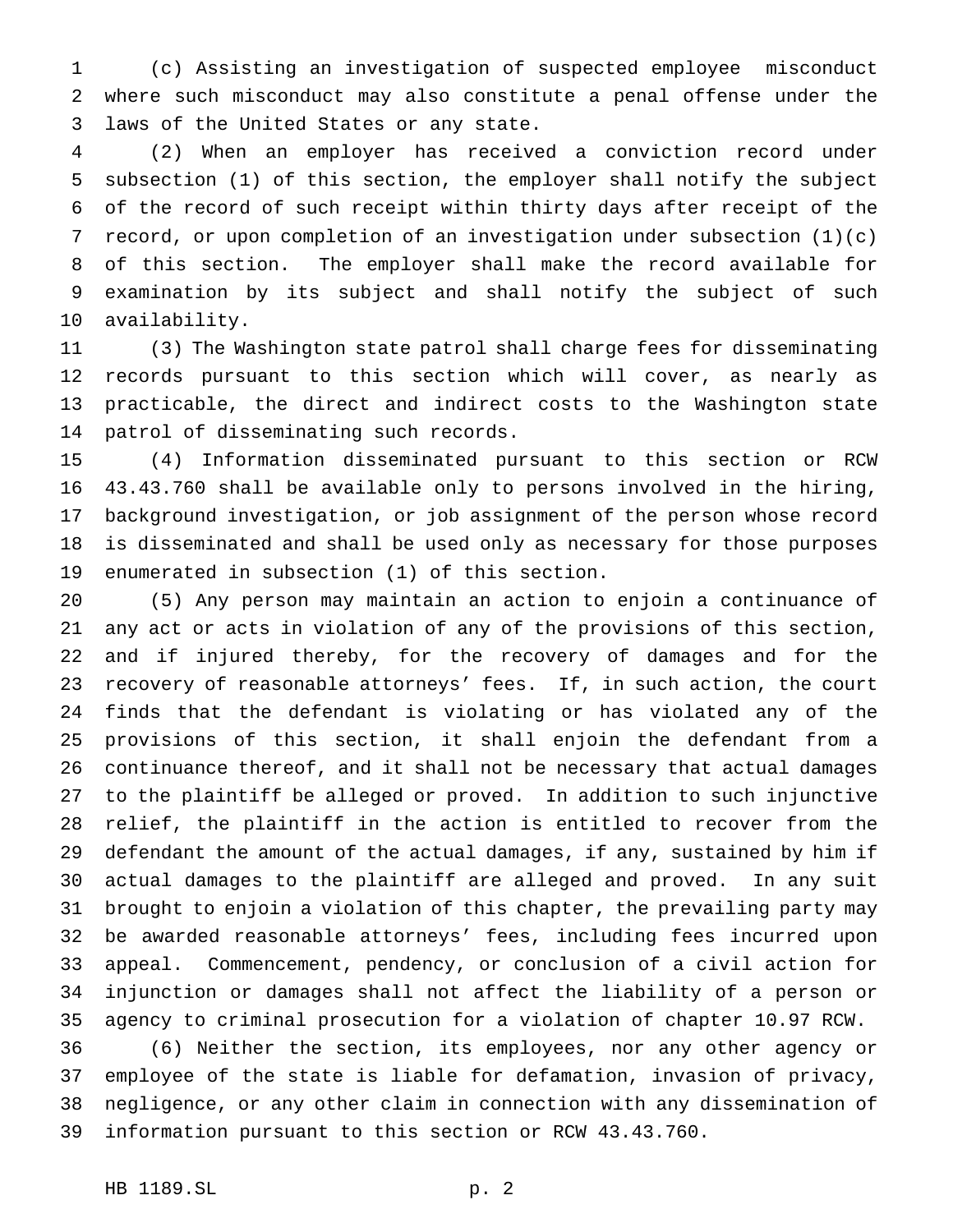(c) Assisting an investigation of suspected employee misconduct where such misconduct may also constitute a penal offense under the laws of the United States or any state.

(2) When an employer has received a conviction record under subsection (1) of this section, the employer shall notify the subject of the record of such receipt within thirty days after receipt of the record, or upon completion of an investigation under subsection (1)(c) of this section. The employer shall make the record available for examination by its subject and shall notify the subject of such availability.

(3) The Washington state patrol shall charge fees for disseminating records pursuant to this section which will cover, as nearly as practicable, the direct and indirect costs to the Washington state patrol of disseminating such records.

(4) Information disseminated pursuant to this section or RCW 43.43.760 shall be available only to persons involved in the hiring, background investigation, or job assignment of the person whose record is disseminated and shall be used only as necessary for those purposes enumerated in subsection (1) of this section.

(5) Any person may maintain an action to enjoin a continuance of any act or acts in violation of any of the provisions of this section, and if injured thereby, for the recovery of damages and for the recovery of reasonable attorneys' fees. If, in such action, the court finds that the defendant is violating or has violated any of the provisions of this section, it shall enjoin the defendant from a continuance thereof, and it shall not be necessary that actual damages to the plaintiff be alleged or proved. In addition to such injunctive relief, the plaintiff in the action is entitled to recover from the defendant the amount of the actual damages, if any, sustained by him if actual damages to the plaintiff are alleged and proved. In any suit brought to enjoin a violation of this chapter, the prevailing party may be awarded reasonable attorneys' fees, including fees incurred upon appeal. Commencement, pendency, or conclusion of a civil action for injunction or damages shall not affect the liability of a person or agency to criminal prosecution for a violation of chapter 10.97 RCW.

(6) Neither the section, its employees, nor any other agency or employee of the state is liable for defamation, invasion of privacy, negligence, or any other claim in connection with any dissemination of information pursuant to this section or RCW 43.43.760.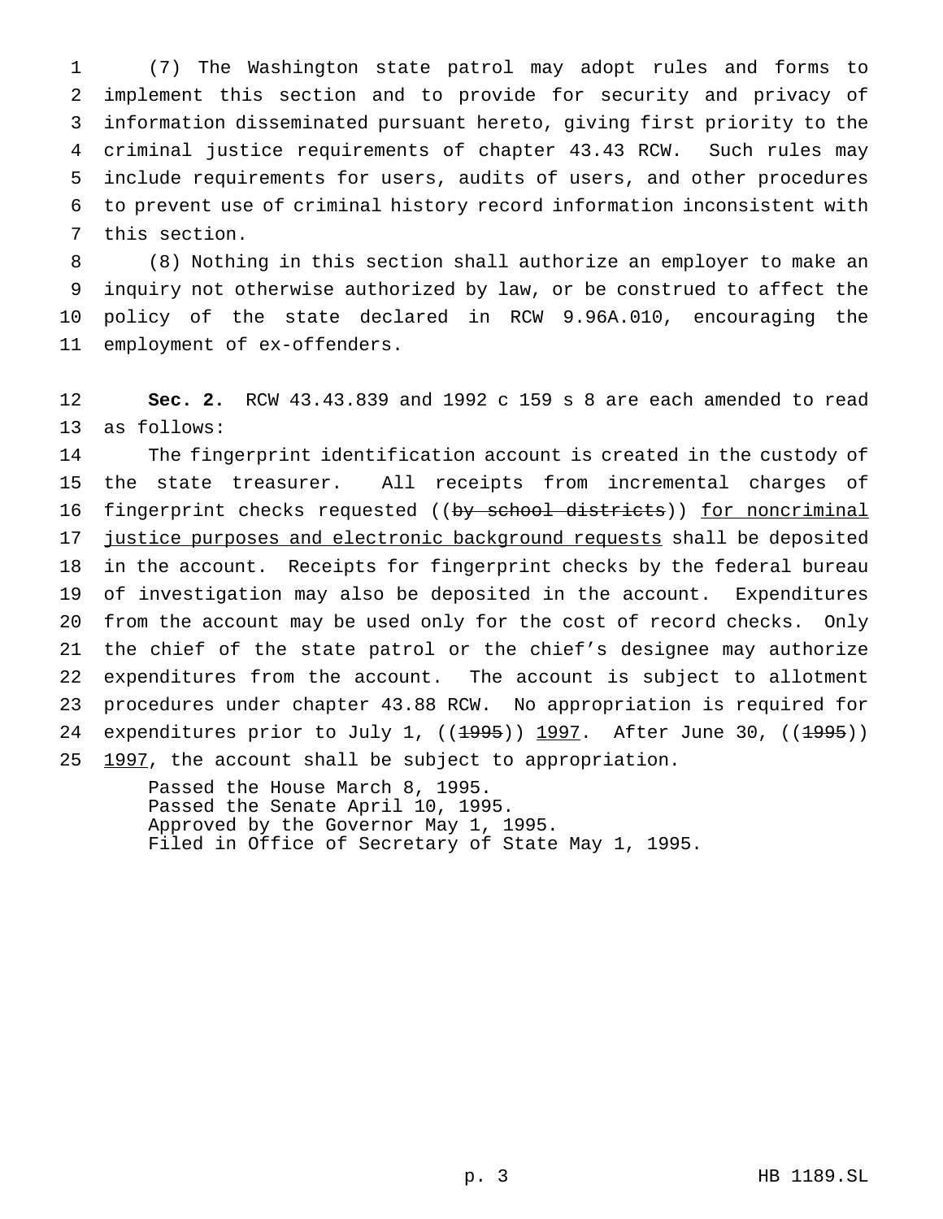(7) The Washington state patrol may adopt rules and forms to implement this section and to provide for security and privacy of information disseminated pursuant hereto, giving first priority to the criminal justice requirements of chapter 43.43 RCW. Such rules may include requirements for users, audits of users, and other procedures to prevent use of criminal history record information inconsistent with this section.

(8) Nothing in this section shall authorize an employer to make an inquiry not otherwise authorized by law, or be construed to affect the policy of the state declared in RCW 9.96A.010, encouraging the employment of ex-offenders.

**Sec. 2.** RCW 43.43.839 and 1992 c 159 s 8 are each amended to read as follows:

The fingerprint identification account is created in the custody of the state treasurer. All receipts from incremental charges of fingerprint checks requested ((~~by school districts~~)) <u>for noncriminal justice purposes and electronic background requests</u> shall be deposited in the account. Receipts for fingerprint checks by the federal bureau of investigation may also be deposited in the account. Expenditures from the account may be used only for the cost of record checks. Only the chief of the state patrol or the chief's designee may authorize expenditures from the account. The account is subject to allotment procedures under chapter 43.88 RCW. No appropriation is required for expenditures prior to July 1, ((~~1995~~)) <u>1997</u>. After June 30, ((~~1995~~)) <u>1997</u>, the account shall be subject to appropriation.

Passed the House March 8, 1995.
Passed the Senate April 10, 1995.
Approved by the Governor May 1, 1995.
Filed in Office of Secretary of State May 1, 1995.